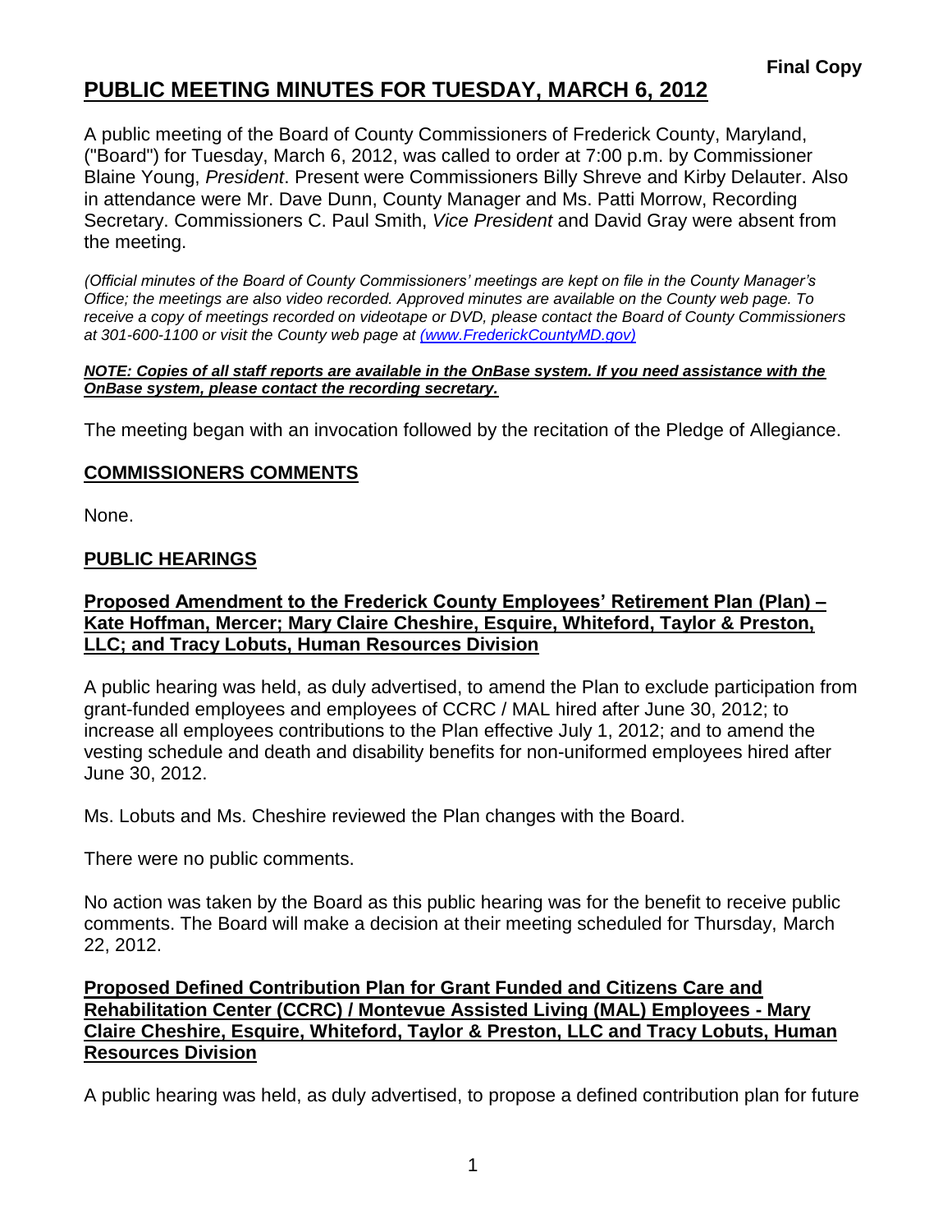**Final Copy**

# PUBLIC MEETING MINUTES FOR TUESDAY, MARCH 6, 2012

A public meeting of the Board of County Commissioners of Frederick County, Maryland, ("Board") for Tuesday, March 6, 2012, was called to order at 7:00 p.m. by Commissioner Blaine Young, *President*. Present were Commissioners Billy Shreve and Kirby Delauter. Also in attendance were Mr. Dave Dunn, County Manager and Ms. Patti Morrow, Recording Secretary. Commissioners C. Paul Smith, *Vice President* and David Gray were absent from the meeting.

*(Official minutes of the Board of County Commissioners' meetings are kept on file in the County Manager's Office; the meetings are also video recorded. Approved minutes are available on the County web page. To receive a copy of meetings recorded on videotape or DVD, please contact the Board of County Commissioners at 301-600-1100 or visit the County web page at (www.FrederickCountyMD.gov)*

***NOTE: Copies of all staff reports are available in the OnBase system. If you need assistance with the OnBase system, please contact the recording secretary.***

The meeting began with an invocation followed by the recitation of the Pledge of Allegiance.

## COMMISSIONERS COMMENTS

None.

## PUBLIC HEARINGS

### Proposed Amendment to the Frederick County Employees' Retirement Plan (Plan) – Kate Hoffman, Mercer; Mary Claire Cheshire, Esquire, Whiteford, Taylor & Preston, LLC; and Tracy Lobuts, Human Resources Division

A public hearing was held, as duly advertised, to amend the Plan to exclude participation from grant-funded employees and employees of CCRC / MAL hired after June 30, 2012; to increase all employees contributions to the Plan effective July 1, 2012; and to amend the vesting schedule and death and disability benefits for non-uniformed employees hired after June 30, 2012.

Ms. Lobuts and Ms. Cheshire reviewed the Plan changes with the Board.

There were no public comments.

No action was taken by the Board as this public hearing was for the benefit to receive public comments. The Board will make a decision at their meeting scheduled for Thursday, March 22, 2012.

### Proposed Defined Contribution Plan for Grant Funded and Citizens Care and Rehabilitation Center (CCRC) / Montevue Assisted Living (MAL) Employees - Mary Claire Cheshire, Esquire, Whiteford, Taylor & Preston, LLC and Tracy Lobuts, Human Resources Division

A public hearing was held, as duly advertised, to propose a defined contribution plan for future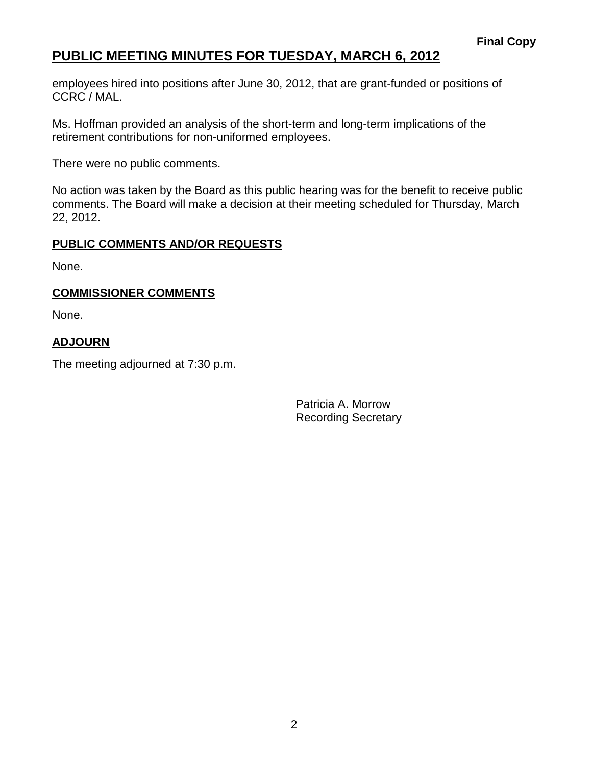employees hired into positions after June 30, 2012, that are grant-funded or positions of CCRC / MAL.

Ms. Hoffman provided an analysis of the short-term and long-term implications of the retirement contributions for non-uniformed employees.

There were no public comments.

No action was taken by the Board as this public hearing was for the benefit to receive public comments. The Board will make a decision at their meeting scheduled for Thursday, March 22, 2012.

## PUBLIC COMMENTS AND/OR REQUESTS

None.

## COMMISSIONER COMMENTS

None.

## ADJOURN

The meeting adjourned at 7:30 p.m.

Patricia A. Morrow
Recording Secretary